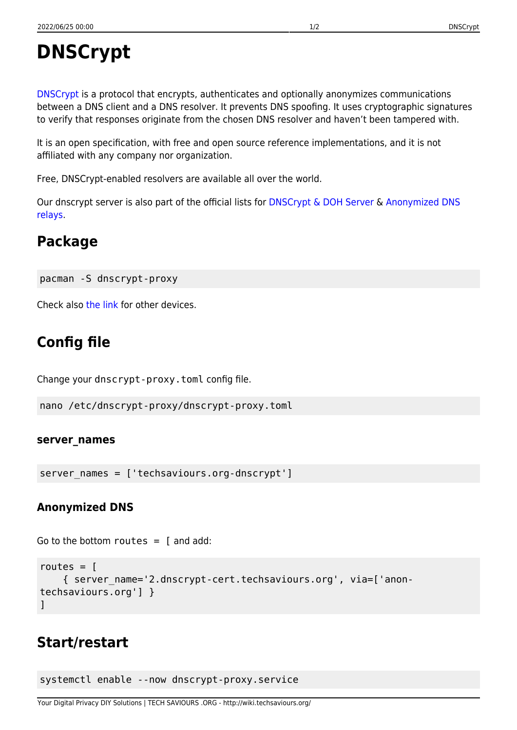# DNSCrypt

DNSCrypt is a protocol that encrypts, authenticates and optionally anonymizes communications between a DNS client and a DNS resolver. It prevents DNS spoofing. It uses cryptographic signatures to verify that responses originate from the chosen DNS resolver and haven't been tampered with.

It is an open specification, with free and open source reference implementations, and it is not affiliated with any company nor organization.

Free, DNSCrypt-enabled resolvers are available all over the world.

Our dnscrypt server is also part of the official lists for DNSCrypt & DOH Server & Anonymized DNS relays.

## Package

```
pacman -S dnscrypt-proxy
```

Check also the link for other devices.

## Config file

Change your `dnscrypt-proxy.toml` config file.

```
nano /etc/dnscrypt-proxy/dnscrypt-proxy.toml
```

### server_names

```
server_names = ['techsaviours.org-dnscrypt']
```

### Anonymized DNS

Go to the bottom `routes = [` and add:

```
routes = [
    { server_name='2.dnscrypt-cert.techsaviours.org', via=['anon-techsaviours.org'] }
]
```

## Start/restart

```
systemctl enable --now dnscrypt-proxy.service
```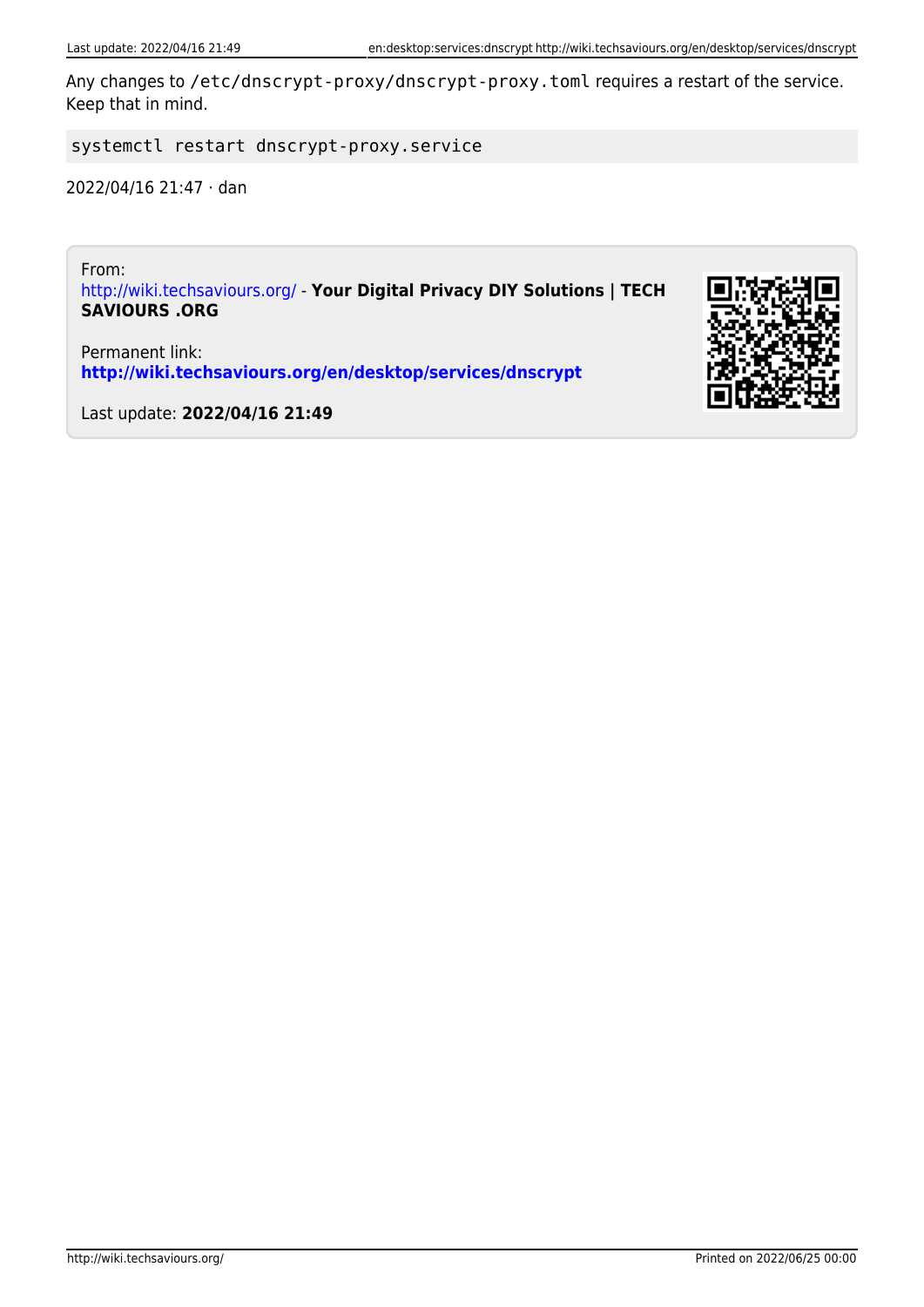Any changes to `/etc/dnscrypt-proxy/dnscrypt-proxy.toml` requires a restart of the service. Keep that in mind.

```
systemctl restart dnscrypt-proxy.service
```

2022/04/16 21:47 · dan

From:
http://wiki.techsaviours.org/ - **Your Digital Privacy DIY Solutions | TECH SAVIOURS .ORG**

Permanent link:
**http://wiki.techsaviours.org/en/desktop/services/dnscrypt**

Last update: **2022/04/16 21:49**